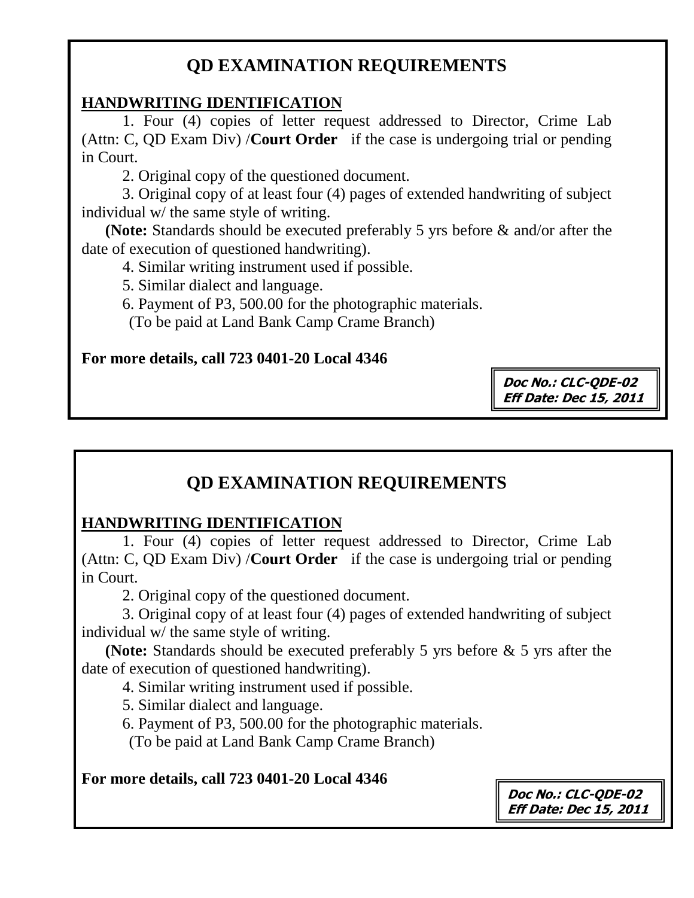## QD EXAMINATION REQUIREMENTS

**HANDWRITING IDENTIFICATION**

1. Four (4) copies of letter request addressed to Director, Crime Lab (Attn: C, QD Exam Div) /**Court Order** if the case is undergoing trial or pending in Court.
2. Original copy of the questioned document.
3. Original copy of at least four (4) pages of extended handwriting of subject individual w/ the same style of writing.

**(Note:** Standards should be executed preferably 5 yrs before & and/or after the date of execution of questioned handwriting).

4. Similar writing instrument used if possible.
5. Similar dialect and language.
6. Payment of P3, 500.00 for the photographic materials.
   (To be paid at Land Bank Camp Crame Branch)

**For more details, call 723 0401-20 Local 4346**

**Doc No.: CLC-QDE-02**
**Eff Date: Dec 15, 2011**

## QD EXAMINATION REQUIREMENTS

**HANDWRITING IDENTIFICATION**

1. Four (4) copies of letter request addressed to Director, Crime Lab (Attn: C, QD Exam Div) /**Court Order** if the case is undergoing trial or pending in Court.
2. Original copy of the questioned document.
3. Original copy of at least four (4) pages of extended handwriting of subject individual w/ the same style of writing.

**(Note:** Standards should be executed preferably 5 yrs before & 5 yrs after the date of execution of questioned handwriting).

4. Similar writing instrument used if possible.
5. Similar dialect and language.
6. Payment of P3, 500.00 for the photographic materials.
   (To be paid at Land Bank Camp Crame Branch)

**For more details, call 723 0401-20 Local 4346**

**Doc No.: CLC-QDE-02**
**Eff Date: Dec 15, 2011**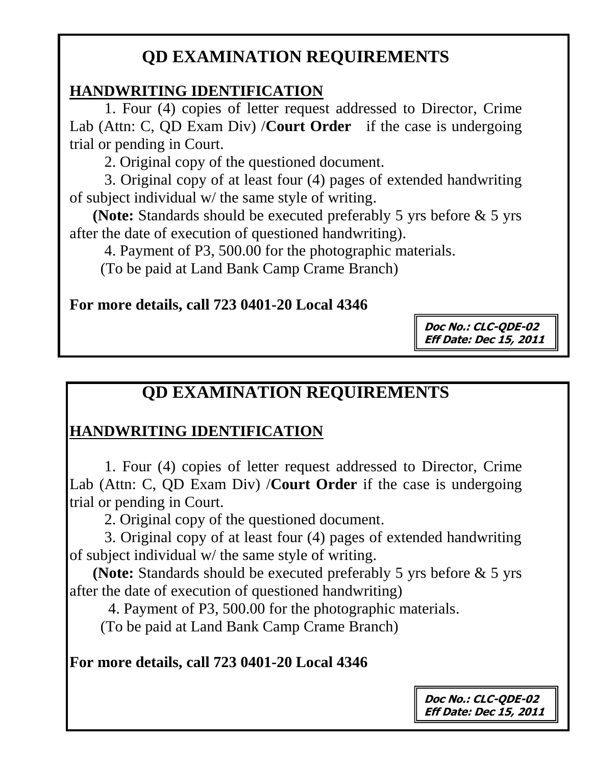# QD EXAMINATION REQUIREMENTS

## HANDWRITING IDENTIFICATION

1. Four (4) copies of letter request addressed to Director, Crime Lab (Attn: C, QD Exam Div) /**Court Order** if the case is undergoing trial or pending in Court.

2. Original copy of the questioned document.

3. Original copy of at least four (4) pages of extended handwriting of subject individual w/ the same style of writing.

**(Note:** Standards should be executed preferably 5 yrs before & 5 yrs after the date of execution of questioned handwriting).

4. Payment of P3, 500.00 for the photographic materials.

(To be paid at Land Bank Camp Crame Branch)

**For more details, call 723 0401-20 Local 4346**

**Doc No.: CLC-QDE-02**
**Eff Date: Dec 15, 2011**

# QD EXAMINATION REQUIREMENTS

## HANDWRITING IDENTIFICATION

1. Four (4) copies of letter request addressed to Director, Crime Lab (Attn: C, QD Exam Div) /**Court Order** if the case is undergoing trial or pending in Court.

2. Original copy of the questioned document.

3. Original copy of at least four (4) pages of extended handwriting of subject individual w/ the same style of writing.

**(Note:** Standards should be executed preferably 5 yrs before & 5 yrs after the date of execution of questioned handwriting)

4. Payment of P3, 500.00 for the photographic materials.

(To be paid at Land Bank Camp Crame Branch)

**For more details, call 723 0401-20 Local 4346**

**Doc No.: CLC-QDE-02**
**Eff Date: Dec 15, 2011**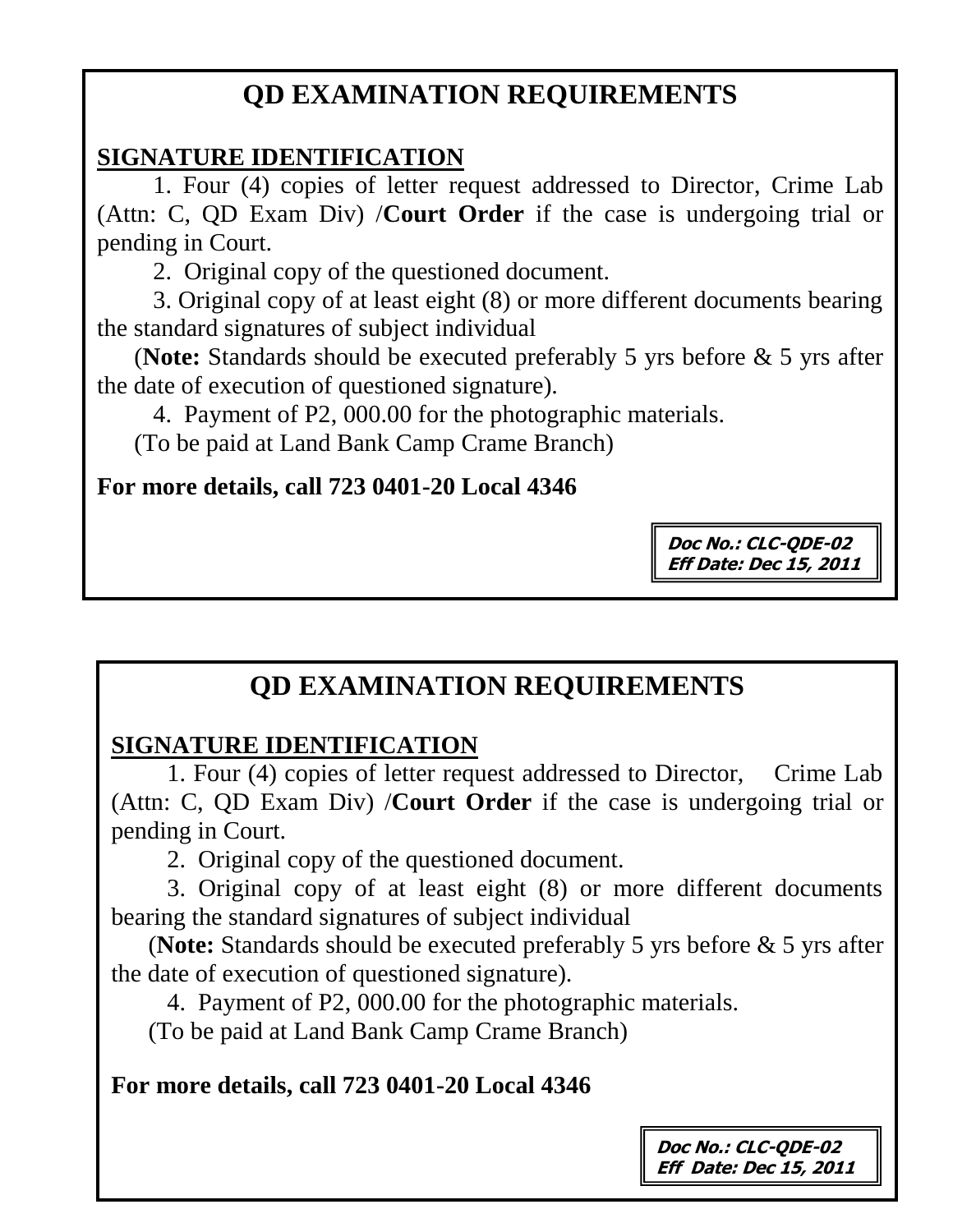# QD EXAMINATION REQUIREMENTS

**SIGNATURE IDENTIFICATION**

1. Four (4) copies of letter request addressed to Director, Crime Lab (Attn: C, QD Exam Div) /**Court Order** if the case is undergoing trial or pending in Court.
2. Original copy of the questioned document.
3. Original copy of at least eight (8) or more different documents bearing the standard signatures of subject individual

   (**Note:** Standards should be executed preferably 5 yrs before & 5 yrs after the date of execution of questioned signature).
4. Payment of P2, 000.00 for the photographic materials.

   (To be paid at Land Bank Camp Crame Branch)

**For more details, call 723 0401-20 Local 4346**

**Doc No.: CLC-QDE-02**
**Eff Date: Dec 15, 2011**

# QD EXAMINATION REQUIREMENTS

**SIGNATURE IDENTIFICATION**

1. Four (4) copies of letter request addressed to Director, Crime Lab (Attn: C, QD Exam Div) /**Court Order** if the case is undergoing trial or pending in Court.
2. Original copy of the questioned document.
3. Original copy of at least eight (8) or more different documents bearing the standard signatures of subject individual

   (**Note:** Standards should be executed preferably 5 yrs before & 5 yrs after the date of execution of questioned signature).
4. Payment of P2, 000.00 for the photographic materials.

   (To be paid at Land Bank Camp Crame Branch)

**For more details, call 723 0401-20 Local 4346**

**Doc No.: CLC-QDE-02**
**Eff Date: Dec 15, 2011**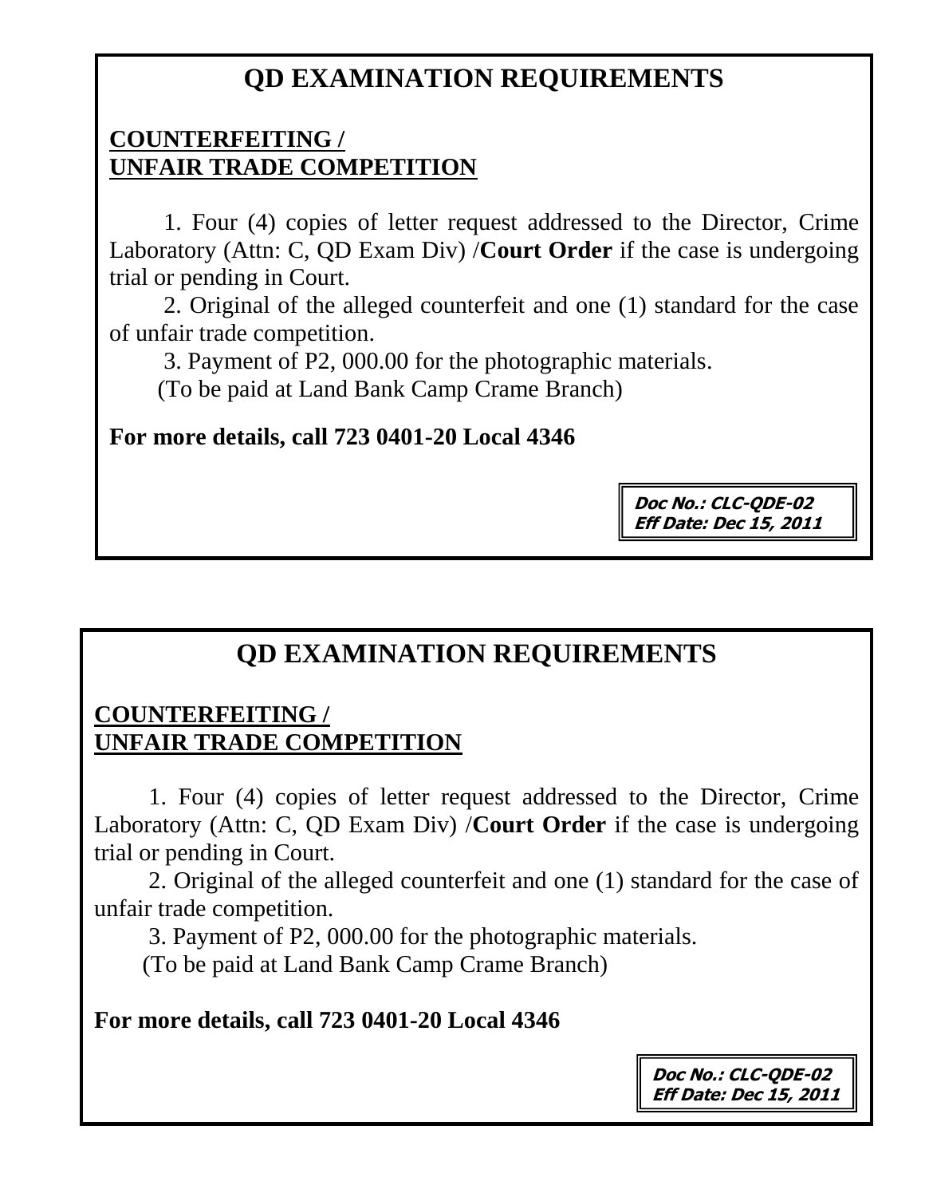# QD EXAMINATION REQUIREMENTS

## COUNTERFEITING / UNFAIR TRADE COMPETITION

1. Four (4) copies of letter request addressed to the Director, Crime Laboratory (Attn: C, QD Exam Div) /**Court Order** if the case is undergoing trial or pending in Court.
2. Original of the alleged counterfeit and one (1) standard for the case of unfair trade competition.
3. Payment of P2, 000.00 for the photographic materials. (To be paid at Land Bank Camp Crame Branch)

**For more details, call 723 0401-20 Local 4346**

**Doc No.: CLC-QDE-02**
**Eff Date: Dec 15, 2011**

# QD EXAMINATION REQUIREMENTS

## COUNTERFEITING / UNFAIR TRADE COMPETITION

1. Four (4) copies of letter request addressed to the Director, Crime Laboratory (Attn: C, QD Exam Div) /**Court Order** if the case is undergoing trial or pending in Court.
2. Original of the alleged counterfeit and one (1) standard for the case of unfair trade competition.
3. Payment of P2, 000.00 for the photographic materials. (To be paid at Land Bank Camp Crame Branch)

**For more details, call 723 0401-20 Local 4346**

**Doc No.: CLC-QDE-02**
**Eff Date: Dec 15, 2011**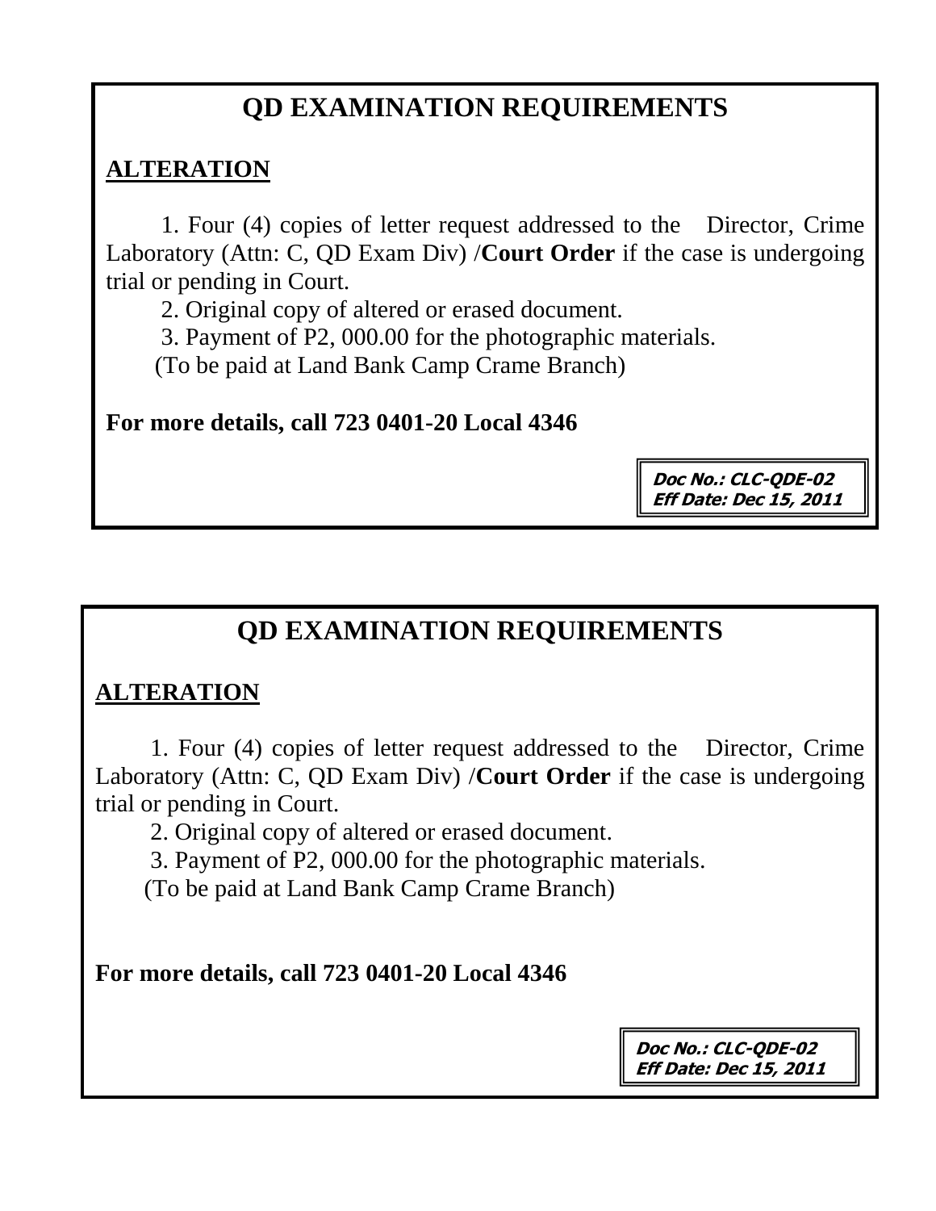# QD EXAMINATION REQUIREMENTS

## ALTERATION

1. Four (4) copies of letter request addressed to the Director, Crime Laboratory (Attn: C, QD Exam Div) /**Court Order** if the case is undergoing trial or pending in Court.
2. Original copy of altered or erased document.
3. Payment of P2, 000.00 for the photographic materials.
(To be paid at Land Bank Camp Crame Branch)

**For more details, call 723 0401-20 Local 4346**

**Doc No.: CLC-QDE-02**
**Eff Date: Dec 15, 2011**

# QD EXAMINATION REQUIREMENTS

## ALTERATION

1. Four (4) copies of letter request addressed to the Director, Crime Laboratory (Attn: C, QD Exam Div) /**Court Order** if the case is undergoing trial or pending in Court.
2. Original copy of altered or erased document.
3. Payment of P2, 000.00 for the photographic materials.
(To be paid at Land Bank Camp Crame Branch)

**For more details, call 723 0401-20 Local 4346**

**Doc No.: CLC-QDE-02**
**Eff Date: Dec 15, 2011**